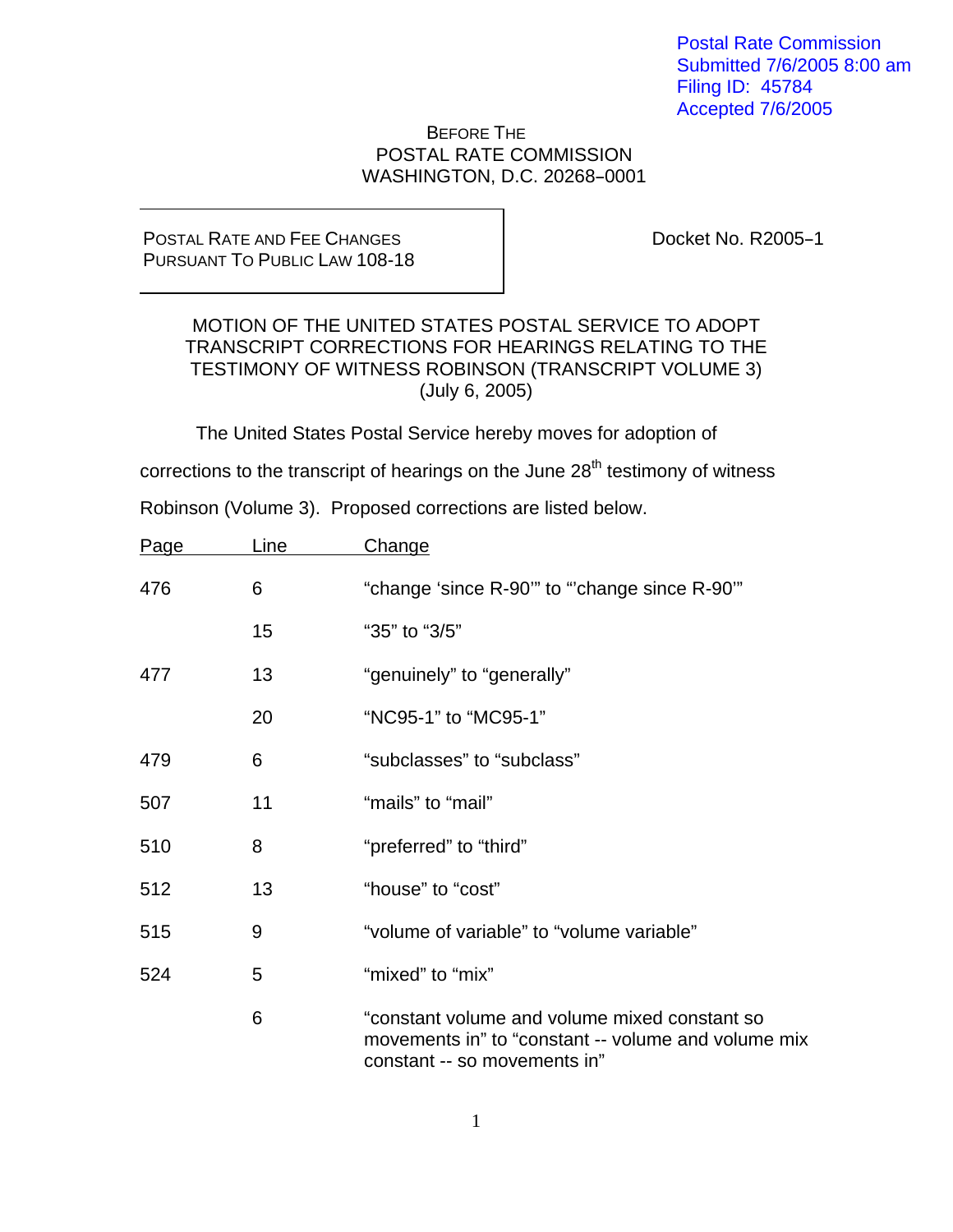Postal Rate Commission
Submitted 7/6/2005 8:00 am
Filing ID: 45784
Accepted 7/6/2005

BEFORE THE
POSTAL RATE COMMISSION
WASHINGTON, D.C. 20268–0001

POSTAL RATE AND FEE CHANGES
PURSUANT TO PUBLIC LAW 108-18

Docket No. R2005–1

MOTION OF THE UNITED STATES POSTAL SERVICE TO ADOPT TRANSCRIPT CORRECTIONS FOR HEARINGS RELATING TO THE TESTIMONY OF WITNESS ROBINSON (TRANSCRIPT VOLUME 3)
(July 6, 2005)

The United States Postal Service hereby moves for adoption of corrections to the transcript of hearings on the June 28th testimony of witness Robinson (Volume 3). Proposed corrections are listed below.

| Page | Line | Change |
|---|---|---|
| 476 | 6 | "change 'since R-90'" to "'change since R-90'" |
| | 15 | "35" to "3/5" |
| 477 | 13 | "genuinely" to "generally" |
| | 20 | "NC95-1" to "MC95-1" |
| 479 | 6 | "subclasses" to "subclass" |
| 507 | 11 | "mails" to "mail" |
| 510 | 8 | "preferred" to "third" |
| 512 | 13 | "house" to "cost" |
| 515 | 9 | "volume of variable" to "volume variable" |
| 524 | 5 | "mixed" to "mix" |
| | 6 | "constant volume and volume mixed constant so movements in" to "constant -- volume and volume mix constant -- so movements in" |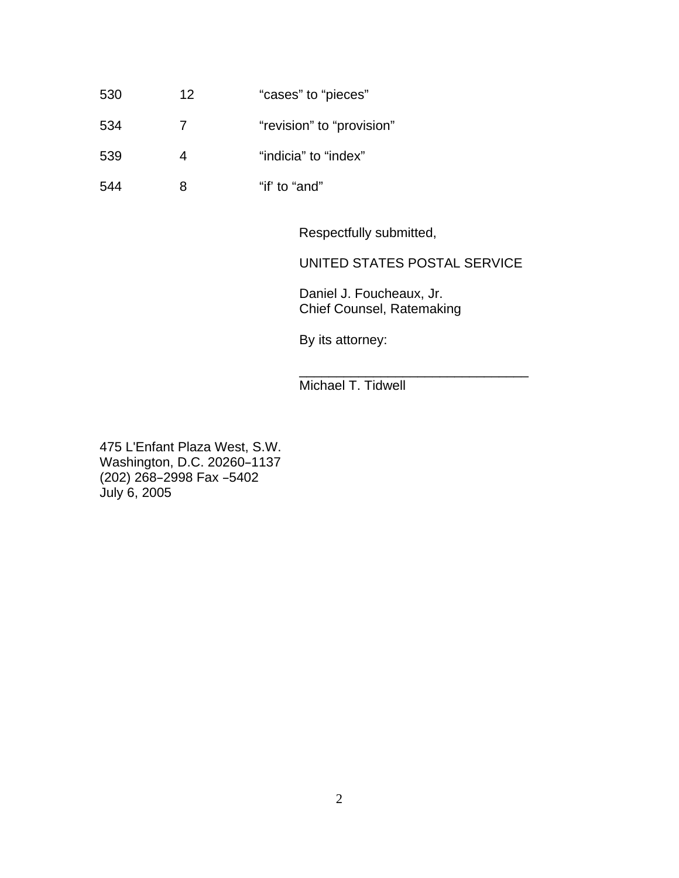| | | |
|---|---|---|
| 530 | 12 | “cases” to “pieces” |
| 534 | 7 | “revision” to “provision” |
| 539 | 4 | “indicia” to “index” |
| 544 | 8 | “if’ to “and” |

Respectfully submitted,

UNITED STATES POSTAL SERVICE

Daniel J. Foucheaux, Jr.
Chief Counsel, Ratemaking

By its attorney:

________________________________
Michael T. Tidwell

475 L'Enfant Plaza West, S.W.
Washington, D.C. 20260–1137
(202) 268–2998 Fax –5402
July 6, 2005